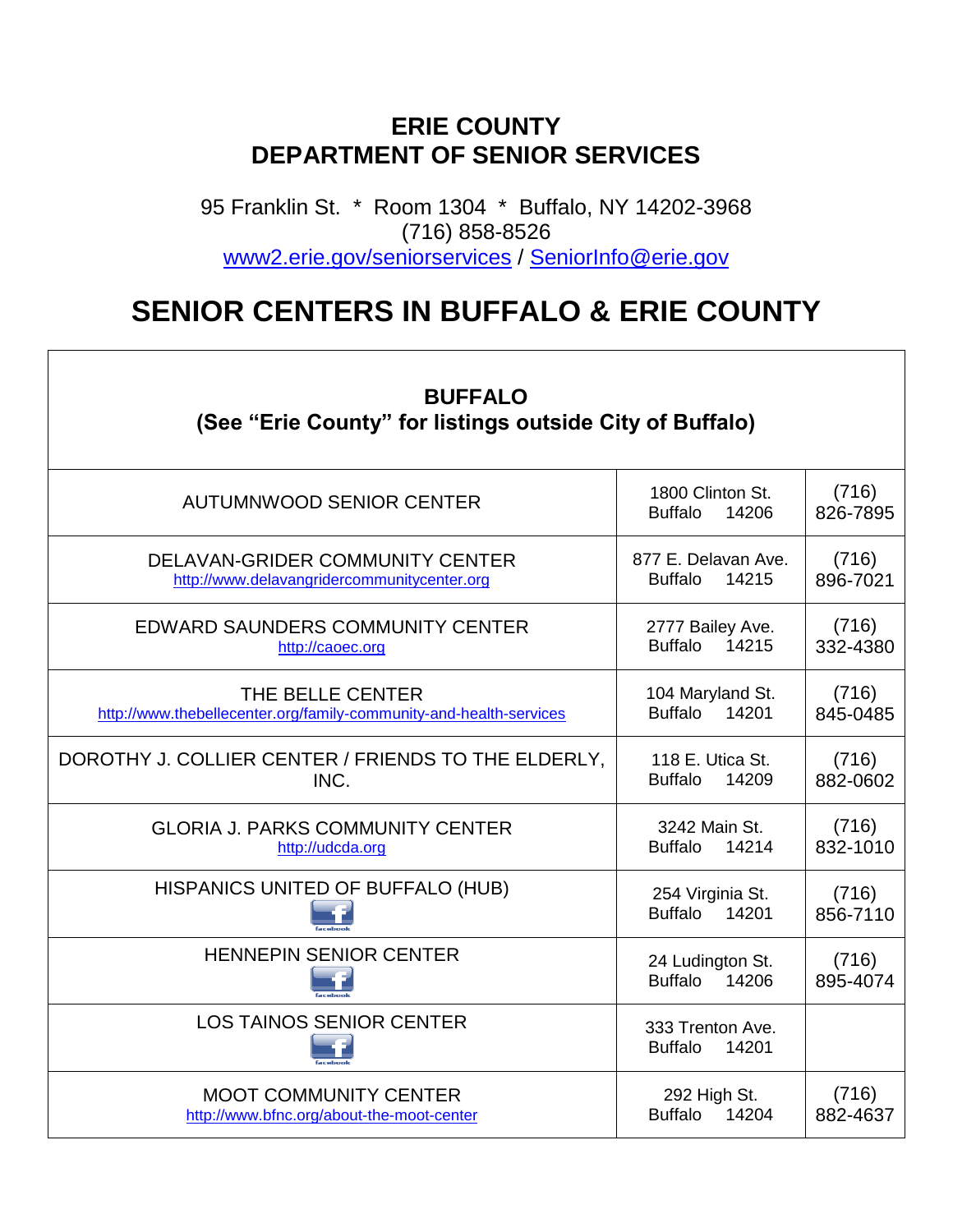# ERIE COUNTY
# DEPARTMENT OF SENIOR SERVICES

95 Franklin St. * Room 1304 * Buffalo, NY 14202-3968
(716) 858-8526
www2.erie.gov/seniorservices / SeniorInfo@erie.gov

# SENIOR CENTERS IN BUFFALO & ERIE COUNTY

| **BUFFALO (See "Erie County" for listings outside City of Buffalo)** | | |
|---|---|---|
| AUTUMNWOOD SENIOR CENTER | 1800 Clinton St. Buffalo 14206 | (716) 826-7895 |
| DELAVAN-GRIDER COMMUNITY CENTER http://www.delavangridercommunitycenter.org | 877 E. Delavan Ave. Buffalo 14215 | (716) 896-7021 |
| EDWARD SAUNDERS COMMUNITY CENTER http://caoec.org | 2777 Bailey Ave. Buffalo 14215 | (716) 332-4380 |
| THE BELLE CENTER http://www.thebellecenter.org/family-community-and-health-services | 104 Maryland St. Buffalo 14201 | (716) 845-0485 |
| DOROTHY J. COLLIER CENTER / FRIENDS TO THE ELDERLY, INC. | 118 E. Utica St. Buffalo 14209 | (716) 882-0602 |
| GLORIA J. PARKS COMMUNITY CENTER http://udcda.org | 3242 Main St. Buffalo 14214 | (716) 832-1010 |
| HISPANICS UNITED OF BUFFALO (HUB) facebook | 254 Virginia St. Buffalo 14201 | (716) 856-7110 |
| HENNEPIN SENIOR CENTER facebook | 24 Ludington St. Buffalo 14206 | (716) 895-4074 |
| LOS TAINOS SENIOR CENTER facebook | 333 Trenton Ave. Buffalo 14201 | |
| MOOT COMMUNITY CENTER http://www.bfnc.org/about-the-moot-center | 292 High St. Buffalo 14204 | (716) 882-4637 |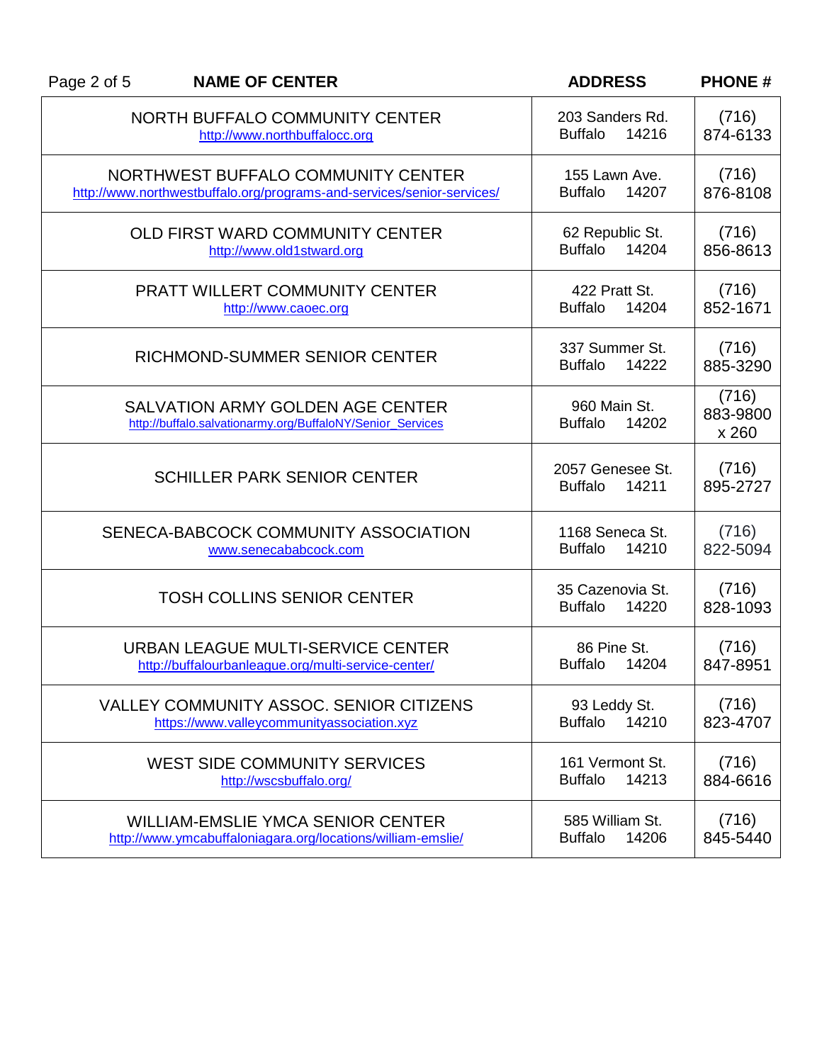| NAME OF CENTER | ADDRESS | PHONE # |
|---|---|---|
| NORTH BUFFALO COMMUNITY CENTER<br>http://www.northbuffalocc.org | 203 Sanders Rd.<br>Buffalo 14216 | (716)<br>874-6133 |
| NORTHWEST BUFFALO COMMUNITY CENTER<br>http://www.northwestbuffalo.org/programs-and-services/senior-services/ | 155 Lawn Ave.<br>Buffalo 14207 | (716)<br>876-8108 |
| OLD FIRST WARD COMMUNITY CENTER<br>http://www.old1stward.org | 62 Republic St.<br>Buffalo 14204 | (716)<br>856-8613 |
| PRATT WILLERT COMMUNITY CENTER<br>http://www.caoec.org | 422 Pratt St.<br>Buffalo 14204 | (716)<br>852-1671 |
| RICHMOND-SUMMER SENIOR CENTER | 337 Summer St.<br>Buffalo 14222 | (716)<br>885-3290 |
| SALVATION ARMY GOLDEN AGE CENTER<br>http://buffalo.salvationarmy.org/BuffaloNY/Senior_Services | 960 Main St.<br>Buffalo 14202 | (716)<br>883-9800<br>x 260 |
| SCHILLER PARK SENIOR CENTER | 2057 Genesee St.<br>Buffalo 14211 | (716)<br>895-2727 |
| SENECA-BABCOCK COMMUNITY ASSOCIATION<br>www.senecababcock.com | 1168 Seneca St.<br>Buffalo 14210 | (716)<br>822-5094 |
| TOSH COLLINS SENIOR CENTER | 35 Cazenovia St.<br>Buffalo 14220 | (716)<br>828-1093 |
| URBAN LEAGUE MULTI-SERVICE CENTER<br>http://buffalourbanleague.org/multi-service-center/ | 86 Pine St.<br>Buffalo 14204 | (716)<br>847-8951 |
| VALLEY COMMUNITY ASSOC. SENIOR CITIZENS<br>https://www.valleycommunityassociation.xyz | 93 Leddy St.<br>Buffalo 14210 | (716)<br>823-4707 |
| WEST SIDE COMMUNITY SERVICES<br>http://wscsbuffalo.org/ | 161 Vermont St.<br>Buffalo 14213 | (716)<br>884-6616 |
| WILLIAM-EMSLIE YMCA SENIOR CENTER<br>http://www.ymcabuffaloniagara.org/locations/william-emslie/ | 585 William St.<br>Buffalo 14206 | (716)<br>845-5440 |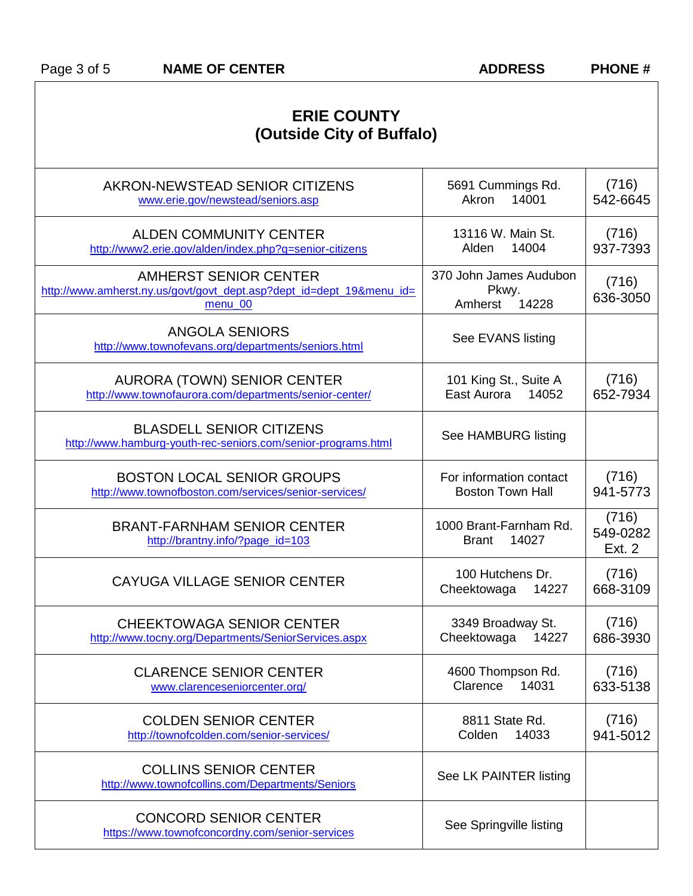| NAME OF CENTER | ADDRESS | PHONE # |
|---|---|---|
| **ERIE COUNTY (Outside City of Buffalo)** | | |
| AKRON-NEWSTEAD SENIOR CITIZENS www.erie.gov/newstead/seniors.asp | 5691 Cummings Rd. Akron 14001 | (716) 542-6645 |
| ALDEN COMMUNITY CENTER http://www2.erie.gov/alden/index.php?q=senior-citizens | 13116 W. Main St. Alden 14004 | (716) 937-7393 |
| AMHERST SENIOR CENTER http://www.amherst.ny.us/govt/govt_dept.asp?dept_id=dept_19&menu_id=menu_00 | 370 John James Audubon Pkwy. Amherst 14228 | (716) 636-3050 |
| ANGOLA SENIORS http://www.townofevans.org/departments/seniors.html | See EVANS listing | |
| AURORA (TOWN) SENIOR CENTER http://www.townofaurora.com/departments/senior-center/ | 101 King St., Suite A East Aurora 14052 | (716) 652-7934 |
| BLASDELL SENIOR CITIZENS http://www.hamburg-youth-rec-seniors.com/senior-programs.html | See HAMBURG listing | |
| BOSTON LOCAL SENIOR GROUPS http://www.townofboston.com/services/senior-services/ | For information contact Boston Town Hall | (716) 941-5773 |
| BRANT-FARNHAM SENIOR CENTER http://brantny.info/?page_id=103 | 1000 Brant-Farnham Rd. Brant 14027 | (716) 549-0282 Ext. 2 |
| CAYUGA VILLAGE SENIOR CENTER | 100 Hutchens Dr. Cheektowaga 14227 | (716) 668-3109 |
| CHEEKTOWAGA SENIOR CENTER http://www.tocny.org/Departments/SeniorServices.aspx | 3349 Broadway St. Cheektowaga 14227 | (716) 686-3930 |
| CLARENCE SENIOR CENTER www.clarenceseniorcenter.org/ | 4600 Thompson Rd. Clarence 14031 | (716) 633-5138 |
| COLDEN SENIOR CENTER http://townofcolden.com/senior-services/ | 8811 State Rd. Colden 14033 | (716) 941-5012 |
| COLLINS SENIOR CENTER http://www.townofcollins.com/Departments/Seniors | See LK PAINTER listing | |
| CONCORD SENIOR CENTER https://www.townofconcordny.com/senior-services | See Springville listing | |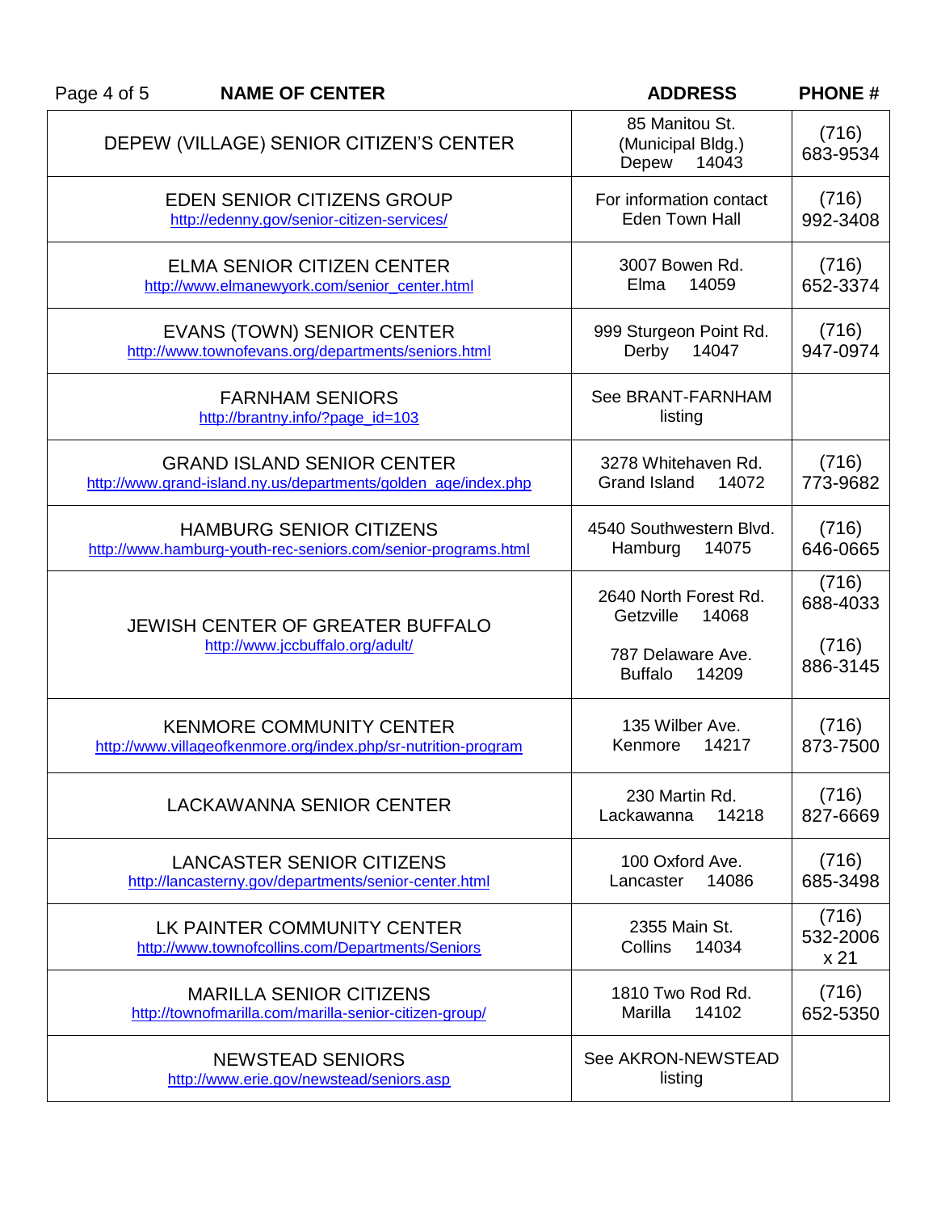| NAME OF CENTER | ADDRESS | PHONE # |
|---|---|---|
| DEPEW (VILLAGE) SENIOR CITIZEN'S CENTER | 85 Manitou St. (Municipal Bldg.) Depew 14043 | (716) 683-9534 |
| EDEN SENIOR CITIZENS GROUP http://edenny.gov/senior-citizen-services/ | For information contact Eden Town Hall | (716) 992-3408 |
| ELMA SENIOR CITIZEN CENTER http://www.elmanewyork.com/senior_center.html | 3007 Bowen Rd. Elma 14059 | (716) 652-3374 |
| EVANS (TOWN) SENIOR CENTER http://www.townofevans.org/departments/seniors.html | 999 Sturgeon Point Rd. Derby 14047 | (716) 947-0974 |
| FARNHAM SENIORS http://brantny.info/?page_id=103 | See BRANT-FARNHAM listing | |
| GRAND ISLAND SENIOR CENTER http://www.grand-island.ny.us/departments/golden_age/index.php | 3278 Whitehaven Rd. Grand Island 14072 | (716) 773-9682 |
| HAMBURG SENIOR CITIZENS http://www.hamburg-youth-rec-seniors.com/senior-programs.html | 4540 Southwestern Blvd. Hamburg 14075 | (716) 646-0665 |
| JEWISH CENTER OF GREATER BUFFALO http://www.jccbuffalo.org/adult/ | 2640 North Forest Rd. Getzville 14068<br><br>787 Delaware Ave. Buffalo 14209 | (716) 688-4033<br><br>(716) 886-3145 |
| KENMORE COMMUNITY CENTER http://www.villageofkenmore.org/index.php/sr-nutrition-program | 135 Wilber Ave. Kenmore 14217 | (716) 873-7500 |
| LACKAWANNA SENIOR CENTER | 230 Martin Rd. Lackawanna 14218 | (716) 827-6669 |
| LANCASTER SENIOR CITIZENS http://lancasterny.gov/departments/senior-center.html | 100 Oxford Ave. Lancaster 14086 | (716) 685-3498 |
| LK PAINTER COMMUNITY CENTER http://www.townofcollins.com/Departments/Seniors | 2355 Main St. Collins 14034 | (716) 532-2006 x 21 |
| MARILLA SENIOR CITIZENS http://townofmarilla.com/marilla-senior-citizen-group/ | 1810 Two Rod Rd. Marilla 14102 | (716) 652-5350 |
| NEWSTEAD SENIORS http://www.erie.gov/newstead/seniors.asp | See AKRON-NEWSTEAD listing | |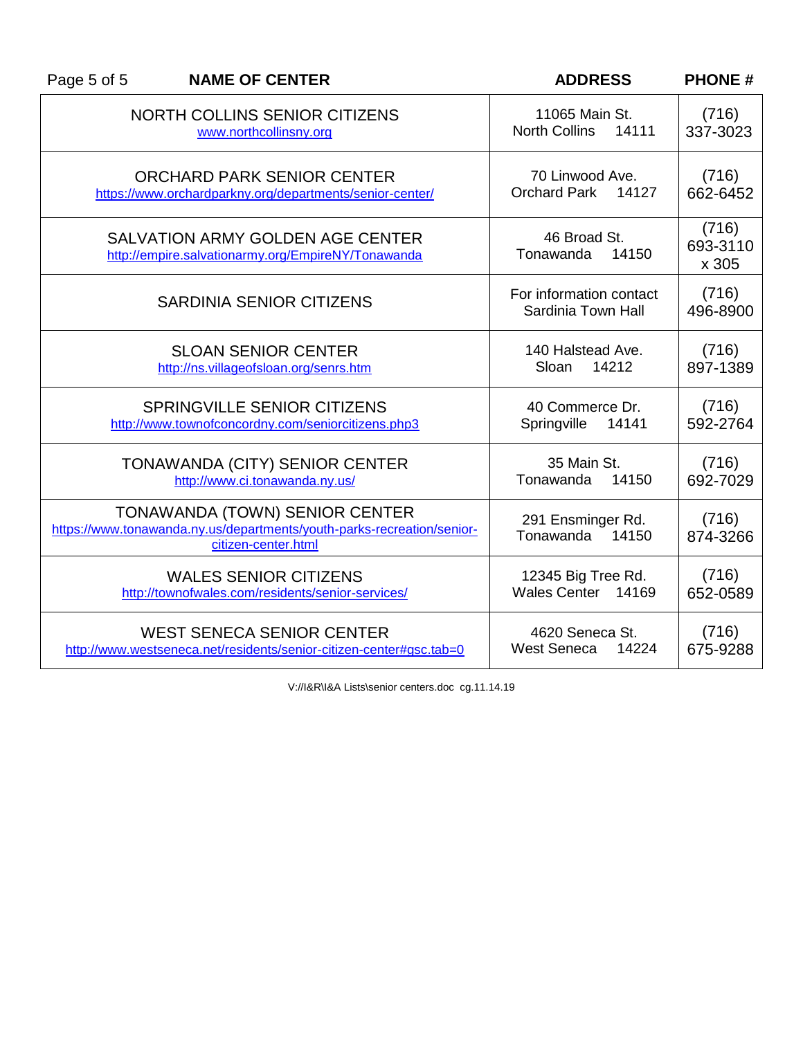| NAME OF CENTER | ADDRESS | PHONE # |
|---|---|---|
| NORTH COLLINS SENIOR CITIZENS www.northcollinsny.org | 11065 Main St. North Collins 14111 | (716) 337-3023 |
| ORCHARD PARK SENIOR CENTER https://www.orchardparkny.org/departments/senior-center/ | 70 Linwood Ave. Orchard Park 14127 | (716) 662-6452 |
| SALVATION ARMY GOLDEN AGE CENTER http://empire.salvationarmy.org/EmpireNY/Tonawanda | 46 Broad St. Tonawanda 14150 | (716) 693-3110 x 305 |
| SARDINIA SENIOR CITIZENS | For information contact Sardinia Town Hall | (716) 496-8900 |
| SLOAN SENIOR CENTER http://ns.villageofsloan.org/senrs.htm | 140 Halstead Ave. Sloan 14212 | (716) 897-1389 |
| SPRINGVILLE SENIOR CITIZENS http://www.townofconcordny.com/seniorcitizens.php3 | 40 Commerce Dr. Springville 14141 | (716) 592-2764 |
| TONAWANDA (CITY) SENIOR CENTER http://www.ci.tonawanda.ny.us/ | 35 Main St. Tonawanda 14150 | (716) 692-7029 |
| TONAWANDA (TOWN) SENIOR CENTER https://www.tonawanda.ny.us/departments/youth-parks-recreation/senior-citizen-center.html | 291 Ensminger Rd. Tonawanda 14150 | (716) 874-3266 |
| WALES SENIOR CITIZENS http://townofwales.com/residents/senior-services/ | 12345 Big Tree Rd. Wales Center 14169 | (716) 652-0589 |
| WEST SENECA SENIOR CENTER http://www.westseneca.net/residents/senior-citizen-center#gsc.tab=0 | 4620 Seneca St. West Seneca 14224 | (716) 675-9288 |

V://I&R\I&A Lists\senior centers.doc cg.11.14.19